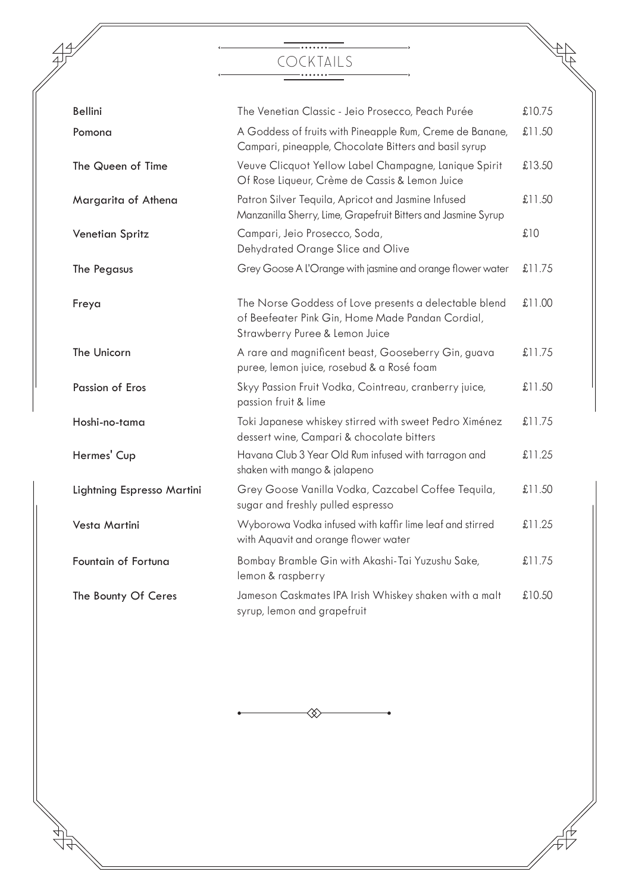# COCKTAILS

| Cocktail | Description | Price |
|---|---|---|
| Bellini | The Venetian Classic - Jeio Prosecco, Peach Purée | £10.75 |
| Pomona | A Goddess of fruits with Pineapple Rum, Creme de Banane, Campari, pineapple, Chocolate Bitters and basil syrup | £11.50 |
| The Queen of Time | Veuve Clicquot Yellow Label Champagne, Lanique Spirit Of Rose Liqueur, Crème de Cassis & Lemon Juice | £13.50 |
| Margarita of Athena | Patron Silver Tequila, Apricot and Jasmine Infused Manzanilla Sherry, Lime, Grapefruit Bitters and Jasmine Syrup | £11.50 |
| Venetian Spritz | Campari, Jeio Prosecco, Soda, Dehydrated Orange Slice and Olive | £10 |
| The Pegasus | Grey Goose A L'Orange with jasmine and orange flower water | £11.75 |
| Freya | The Norse Goddess of Love presents a delectable blend of Beefeater Pink Gin, Home Made Pandan Cordial, Strawberry Puree & Lemon Juice | £11.00 |
| The Unicorn | A rare and magnificent beast, Gooseberry Gin, guava puree, lemon juice, rosebud & a Rosé foam | £11.75 |
| Passion of Eros | Skyy Passion Fruit Vodka, Cointreau, cranberry juice, passion fruit & lime | £11.50 |
| Hoshi-no-tama | Toki Japanese whiskey stirred with sweet Pedro Ximénez dessert wine, Campari & chocolate bitters | £11.75 |
| Hermes' Cup | Havana Club 3 Year Old Rum infused with tarragon and shaken with mango & jalapeno | £11.25 |
| Lightning Espresso Martini | Grey Goose Vanilla Vodka, Cazcabel Coffee Tequila, sugar and freshly pulled espresso | £11.50 |
| Vesta Martini | Wyborowa Vodka infused with kaffir lime leaf and stirred with Aquavit and orange flower water | £11.25 |
| Fountain of Fortuna | Bombay Bramble Gin with Akashi-Tai Yuzushu Sake, lemon & raspberry | £11.75 |
| The Bounty Of Ceres | Jameson Caskmates IPA Irish Whiskey shaken with a malt syrup, lemon and grapefruit | £10.50 |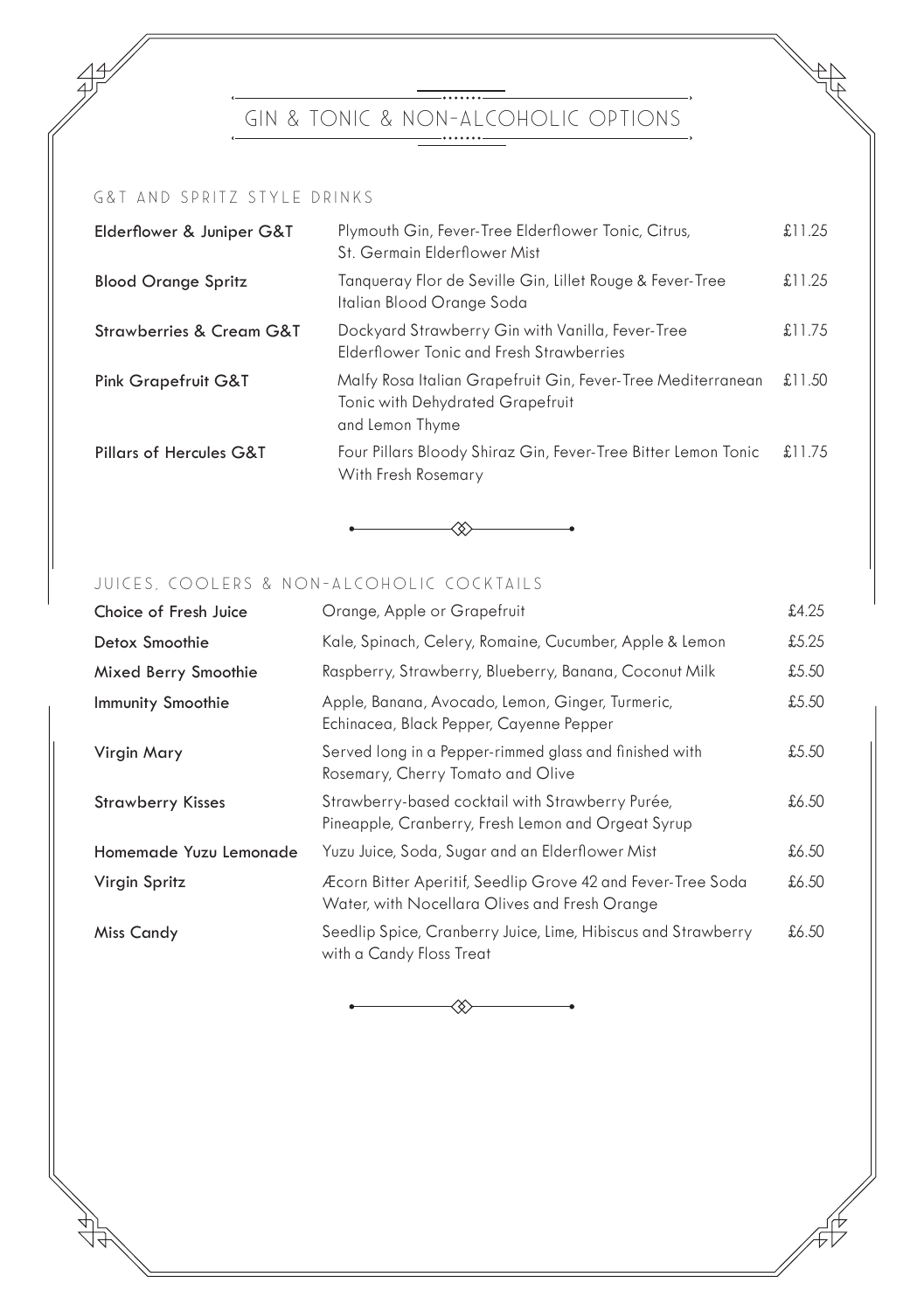# GIN & TONIC & NON-ALCOHOLIC OPTIONS

## G&T AND SPRITZ STYLE DRINKS

| Drink | Description | Price |
| --- | --- | --- |
| Elderflower & Juniper G&T | Plymouth Gin, Fever-Tree Elderflower Tonic, Citrus, St. Germain Elderflower Mist | £11.25 |
| Blood Orange Spritz | Tanqueray Flor de Seville Gin, Lillet Rouge & Fever-Tree Italian Blood Orange Soda | £11.25 |
| Strawberries & Cream G&T | Dockyard Strawberry Gin with Vanilla, Fever-Tree Elderflower Tonic and Fresh Strawberries | £11.75 |
| Pink Grapefruit G&T | Malfy Rosa Italian Grapefruit Gin, Fever-Tree Mediterranean Tonic with Dehydrated Grapefruit and Lemon Thyme | £11.50 |
| Pillars of Hercules G&T | Four Pillars Bloody Shiraz Gin, Fever-Tree Bitter Lemon Tonic With Fresh Rosemary | £11.75 |

## JUICES, COOLERS & NON-ALCOHOLIC COCKTAILS

| Drink | Description | Price |
| --- | --- | --- |
| Choice of Fresh Juice | Orange, Apple or Grapefruit | £4.25 |
| Detox Smoothie | Kale, Spinach, Celery, Romaine, Cucumber, Apple & Lemon | £5.25 |
| Mixed Berry Smoothie | Raspberry, Strawberry, Blueberry, Banana, Coconut Milk | £5.50 |
| Immunity Smoothie | Apple, Banana, Avocado, Lemon, Ginger, Turmeric, Echinacea, Black Pepper, Cayenne Pepper | £5.50 |
| Virgin Mary | Served long in a Pepper-rimmed glass and finished with Rosemary, Cherry Tomato and Olive | £5.50 |
| Strawberry Kisses | Strawberry-based cocktail with Strawberry Purée, Pineapple, Cranberry, Fresh Lemon and Orgeat Syrup | £6.50 |
| Homemade Yuzu Lemonade | Yuzu Juice, Soda, Sugar and an Elderflower Mist | £6.50 |
| Virgin Spritz | Æcorn Bitter Aperitif, Seedlip Grove 42 and Fever-Tree Soda Water, with Nocellara Olives and Fresh Orange | £6.50 |
| Miss Candy | Seedlip Spice, Cranberry Juice, Lime, Hibiscus and Strawberry with a Candy Floss Treat | £6.50 |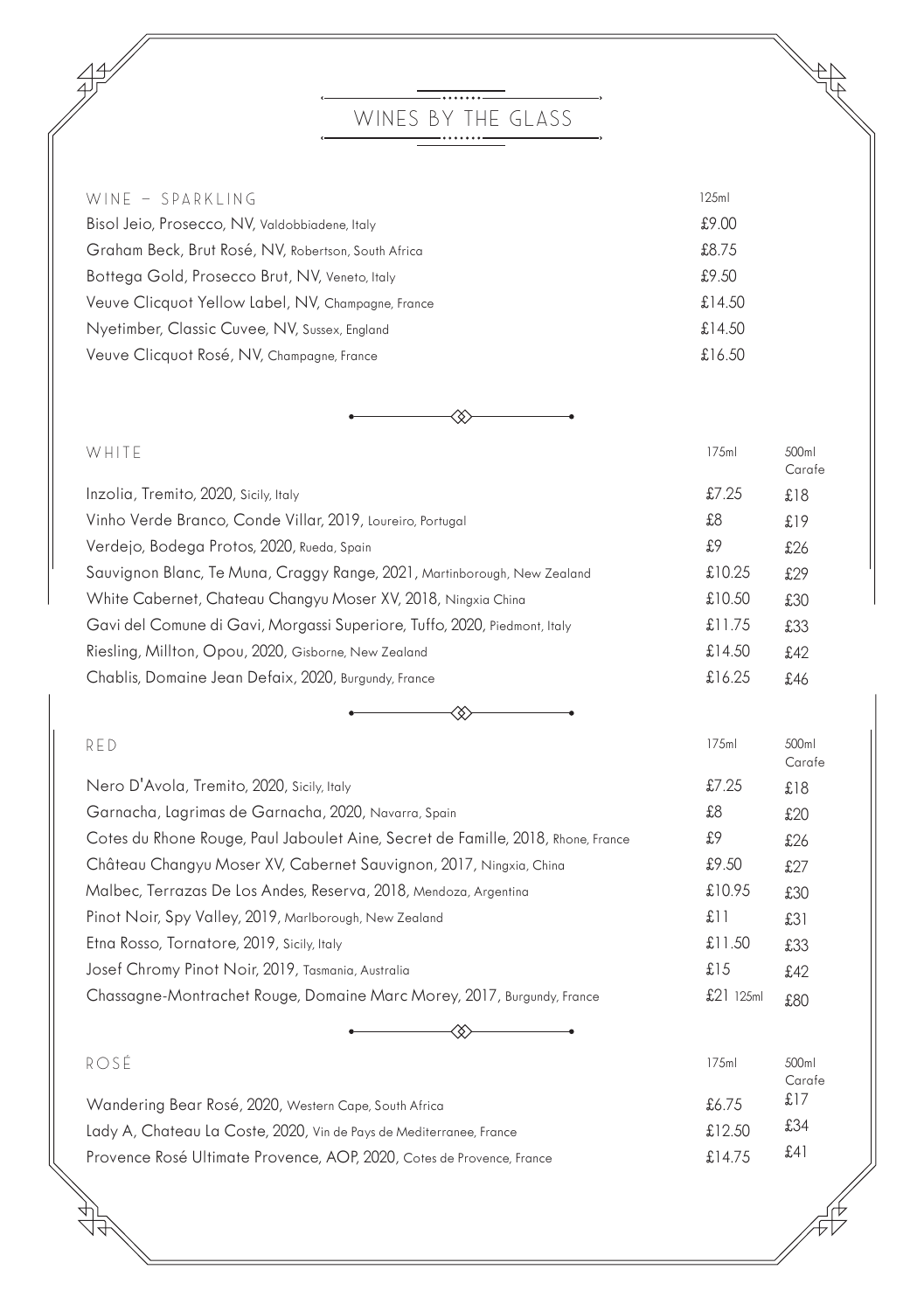# WINES BY THE GLASS

| WINE – SPARKLING | 125ml |
|---|---|
| Bisol Jeio, Prosecco, NV, Valdobbiadene, Italy | £9.00 |
| Graham Beck, Brut Rosé, NV, Robertson, South Africa | £8.75 |
| Bottega Gold, Prosecco Brut, NV, Veneto, Italy | £9.50 |
| Veuve Clicquot Yellow Label, NV, Champagne, France | £14.50 |
| Nyetimber, Classic Cuvee, NV, Sussex, England | £14.50 |
| Veuve Clicquot Rosé, NV, Champagne, France | £16.50 |

| WHITE | 175ml | 500ml Carafe |
|---|---|---|
| Inzolia, Tremito, 2020, Sicily, Italy | £7.25 | £18 |
| Vinho Verde Branco, Conde Villar, 2019, Loureiro, Portugal | £8 | £19 |
| Verdejo, Bodega Protos, 2020, Rueda, Spain | £9 | £26 |
| Sauvignon Blanc, Te Muna, Craggy Range, 2021, Martinborough, New Zealand | £10.25 | £29 |
| White Cabernet, Chateau Changyu Moser XV, 2018, Ningxia China | £10.50 | £30 |
| Gavi del Comune di Gavi, Morgassi Superiore, Tuffo, 2020, Piedmont, Italy | £11.75 | £33 |
| Riesling, Millton, Opou, 2020, Gisborne, New Zealand | £14.50 | £42 |
| Chablis, Domaine Jean Defaix, 2020, Burgundy, France | £16.25 | £46 |

| RED | 175ml | 500ml Carafe |
|---|---|---|
| Nero D'Avola, Tremito, 2020, Sicily, Italy | £7.25 | £18 |
| Garnacha, Lagrimas de Garnacha, 2020, Navarra, Spain | £8 | £20 |
| Cotes du Rhone Rouge, Paul Jaboulet Aine, Secret de Famille, 2018, Rhone, France | £9 | £26 |
| Château Changyu Moser XV, Cabernet Sauvignon, 2017, Ningxia, China | £9.50 | £27 |
| Malbec, Terrazas De Los Andes, Reserva, 2018, Mendoza, Argentina | £10.95 | £30 |
| Pinot Noir, Spy Valley, 2019, Marlborough, New Zealand | £11 | £31 |
| Etna Rosso, Tornatore, 2019, Sicily, Italy | £11.50 | £33 |
| Josef Chromy Pinot Noir, 2019, Tasmania, Australia | £15 | £42 |
| Chassagne-Montrachet Rouge, Domaine Marc Morey, 2017, Burgundy, France | £21 125ml | £80 |

| ROSÉ | 175ml | 500ml Carafe |
|---|---|---|
| Wandering Bear Rosé, 2020, Western Cape, South Africa | £6.75 | £17 |
| Lady A, Chateau La Coste, 2020, Vin de Pays de Mediterranee, France | £12.50 | £34 |
| Provence Rosé Ultimate Provence, AOP, 2020, Cotes de Provence, France | £14.75 | £41 |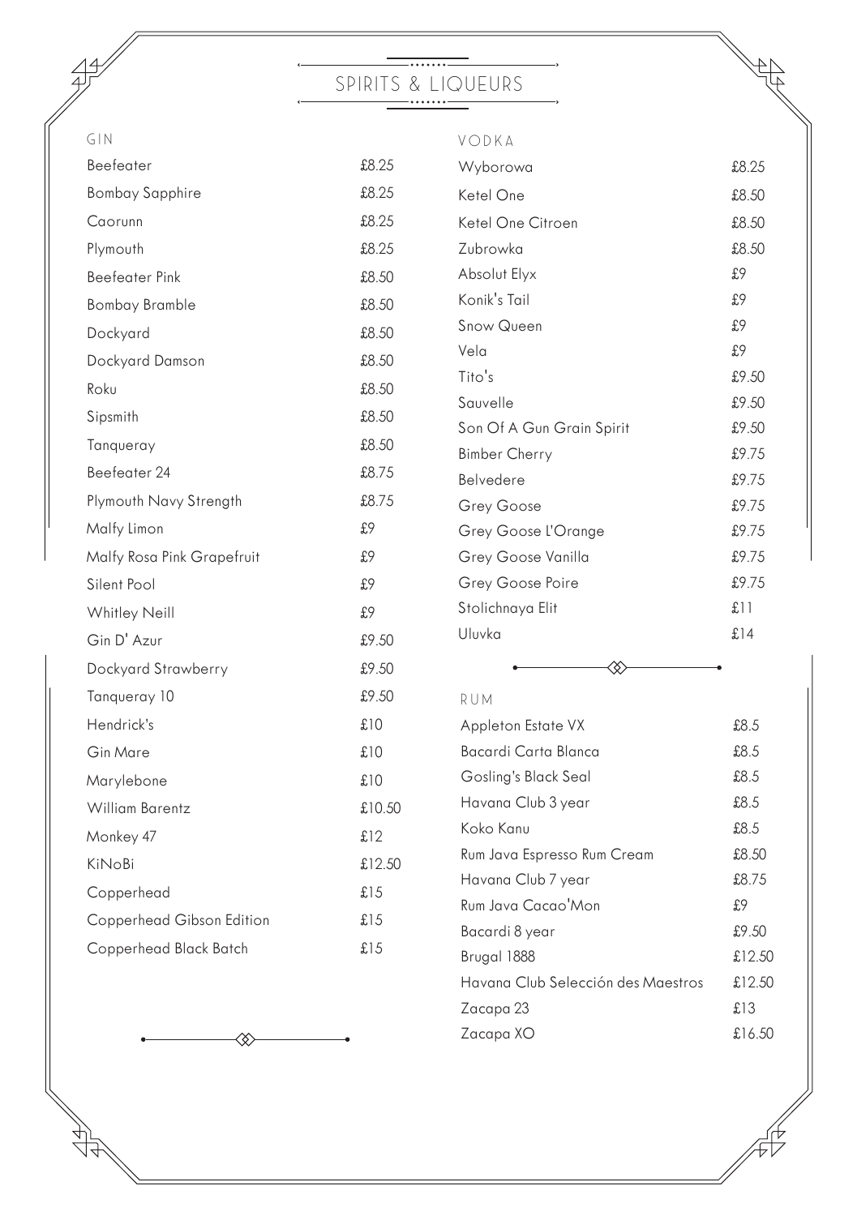# SPIRITS & LIQUEURS

## GIN

| Gin | Price |
|---|---|
| Beefeater | £8.25 |
| Bombay Sapphire | £8.25 |
| Caorunn | £8.25 |
| Plymouth | £8.25 |
| Beefeater Pink | £8.50 |
| Bombay Bramble | £8.50 |
| Dockyard | £8.50 |
| Dockyard Damson | £8.50 |
| Roku | £8.50 |
| Sipsmith | £8.50 |
| Tanqueray | £8.50 |
| Beefeater 24 | £8.75 |
| Plymouth Navy Strength | £8.75 |
| Malfy Limon | £9 |
| Malfy Rosa Pink Grapefruit | £9 |
| Silent Pool | £9 |
| Whitley Neill | £9 |
| Gin D' Azur | £9.50 |
| Dockyard Strawberry | £9.50 |
| Tanqueray 10 | £9.50 |
| Hendrick's | £10 |
| Gin Mare | £10 |
| Marylebone | £10 |
| William Barentz | £10.50 |
| Monkey 47 | £12 |
| KiNoBi | £12.50 |
| Copperhead | £15 |
| Copperhead Gibson Edition | £15 |
| Copperhead Black Batch | £15 |

## VODKA

| Vodka | Price |
|---|---|
| Wyborowa | £8.25 |
| Ketel One | £8.50 |
| Ketel One Citroen | £8.50 |
| Zubrowka | £8.50 |
| Absolut Elyx | £9 |
| Konik's Tail | £9 |
| Snow Queen | £9 |
| Vela | £9 |
| Tito's | £9.50 |
| Sauvelle | £9.50 |
| Son Of A Gun Grain Spirit | £9.50 |
| Bimber Cherry | £9.75 |
| Belvedere | £9.75 |
| Grey Goose | £9.75 |
| Grey Goose L'Orange | £9.75 |
| Grey Goose Vanilla | £9.75 |
| Grey Goose Poire | £9.75 |
| Stolichnaya Elit | £11 |
| Uluvka | £14 |

## RUM

| Rum | Price |
|---|---|
| Appleton Estate VX | £8.5 |
| Bacardi Carta Blanca | £8.5 |
| Gosling's Black Seal | £8.5 |
| Havana Club 3 year | £8.5 |
| Koko Kanu | £8.5 |
| Rum Java Espresso Rum Cream | £8.50 |
| Havana Club 7 year | £8.75 |
| Rum Java Cacao'Mon | £9 |
| Bacardi 8 year | £9.50 |
| Brugal 1888 | £12.50 |
| Havana Club Selección des Maestros | £12.50 |
| Zacapa 23 | £13 |
| Zacapa XO | £16.50 |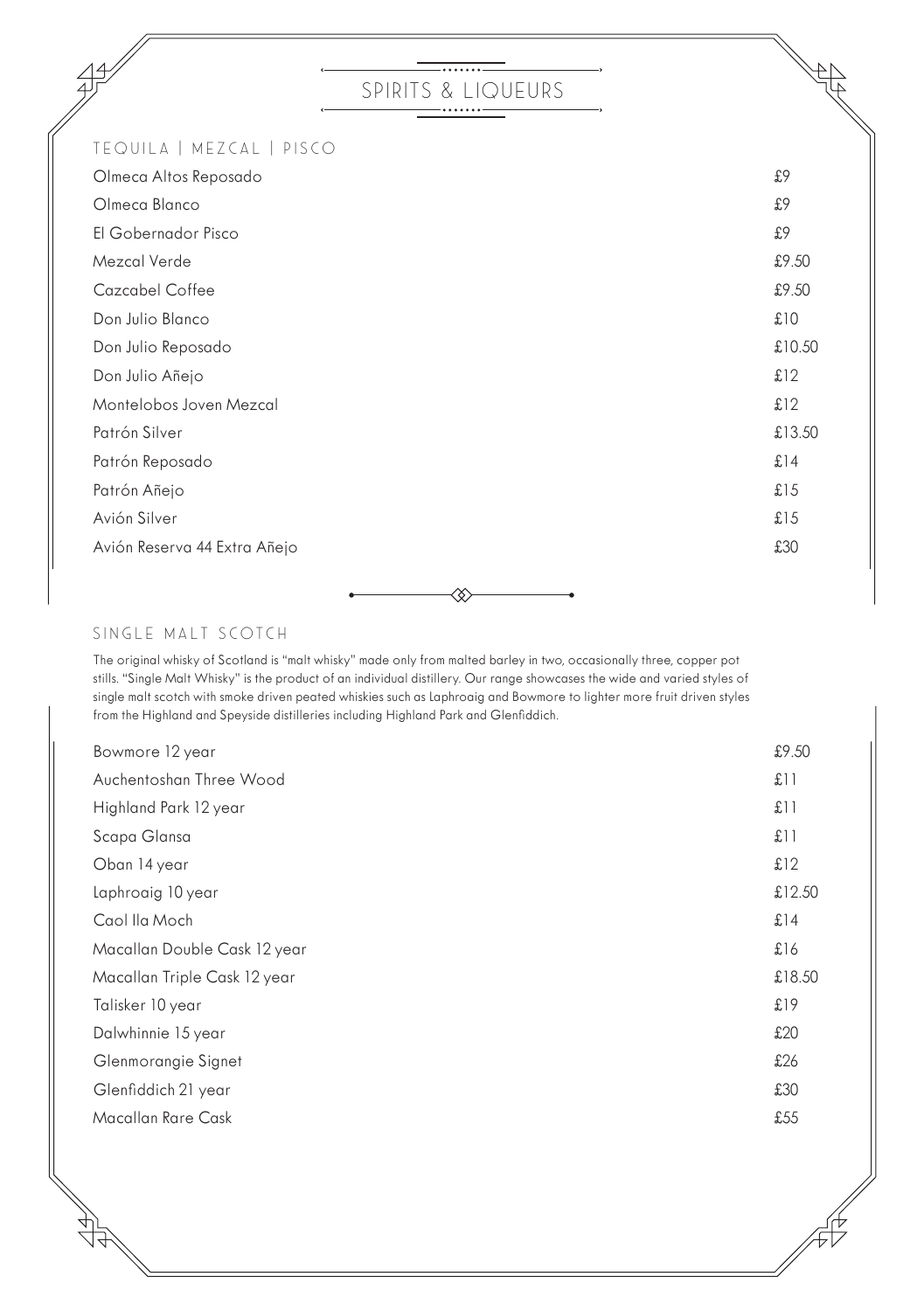# SPIRITS & LIQUEURS

## TEQUILA | MEZCAL | PISCO

| | |
|---|---|
| Olmeca Altos Reposado | £9 |
| Olmeca Blanco | £9 |
| El Gobernador Pisco | £9 |
| Mezcal Verde | £9.50 |
| Cazcabel Coffee | £9.50 |
| Don Julio Blanco | £10 |
| Don Julio Reposado | £10.50 |
| Don Julio Añejo | £12 |
| Montelobos Joven Mezcal | £12 |
| Patrón Silver | £13.50 |
| Patrón Reposado | £14 |
| Patrón Añejo | £15 |
| Avión Silver | £15 |
| Avión Reserva 44 Extra Añejo | £30 |

## SINGLE MALT SCOTCH

The original whisky of Scotland is "malt whisky" made only from malted barley in two, occasionally three, copper pot stills. "Single Malt Whisky" is the product of an individual distillery. Our range showcases the wide and varied styles of single malt scotch with smoke driven peated whiskies such as Laphroaig and Bowmore to lighter more fruit driven styles from the Highland and Speyside distilleries including Highland Park and Glenfiddich.

| | |
|---|---|
| Bowmore 12 year | £9.50 |
| Auchentoshan Three Wood | £11 |
| Highland Park 12 year | £11 |
| Scapa Glansa | £11 |
| Oban 14 year | £12 |
| Laphroaig 10 year | £12.50 |
| Caol Ila Moch | £14 |
| Macallan Double Cask 12 year | £16 |
| Macallan Triple Cask 12 year | £18.50 |
| Talisker 10 year | £19 |
| Dalwhinnie 15 year | £20 |
| Glenmorangie Signet | £26 |
| Glenfiddich 21 year | £30 |
| Macallan Rare Cask | £55 |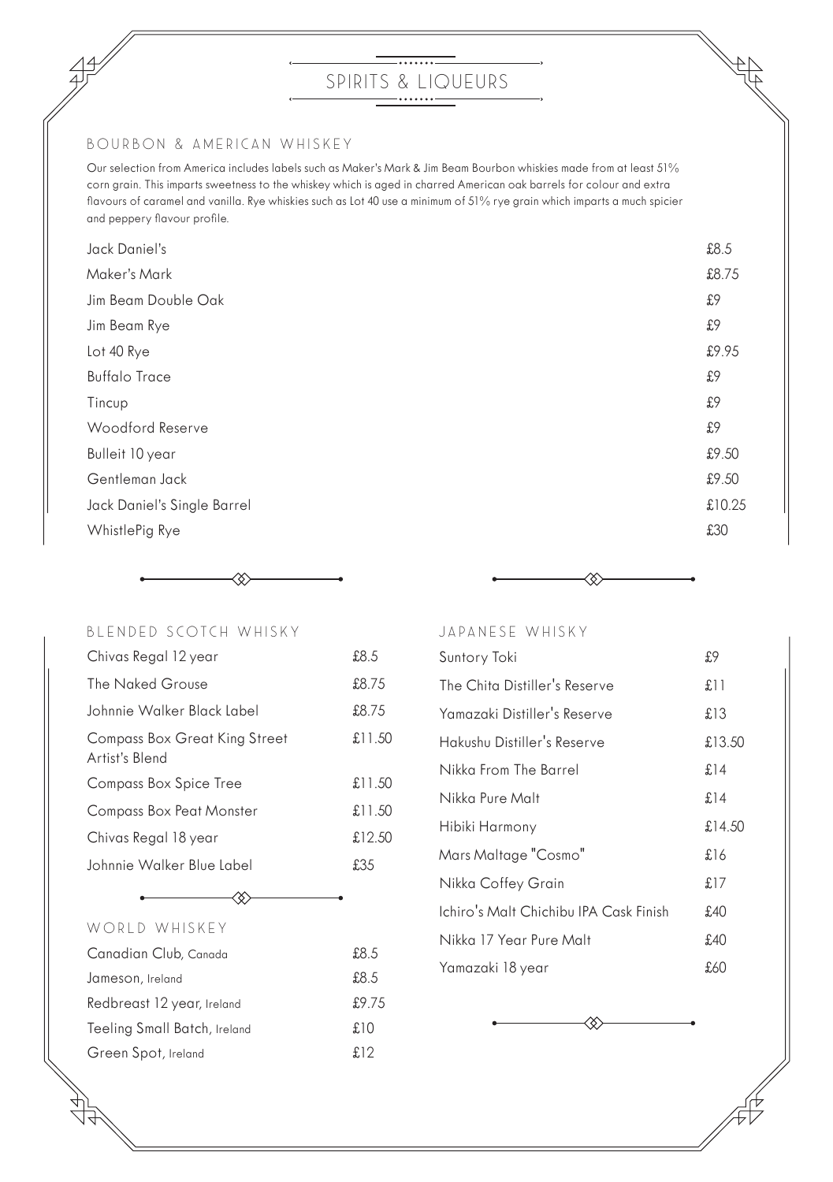# SPIRITS & LIQUEURS

## BOURBON & AMERICAN WHISKEY

Our selection from America includes labels such as Maker's Mark & Jim Beam Bourbon whiskies made from at least 51% corn grain. This imparts sweetness to the whiskey which is aged in charred American oak barrels for colour and extra flavours of caramel and vanilla. Rye whiskies such as Lot 40 use a minimum of 51% rye grain which imparts a much spicier and peppery flavour profile.

| | |
|---|---|
| Jack Daniel's | £8.5 |
| Maker's Mark | £8.75 |
| Jim Beam Double Oak | £9 |
| Jim Beam Rye | £9 |
| Lot 40 Rye | £9.95 |
| Buffalo Trace | £9 |
| Tincup | £9 |
| Woodford Reserve | £9 |
| Bulleit 10 year | £9.50 |
| Gentleman Jack | £9.50 |
| Jack Daniel's Single Barrel | £10.25 |
| WhistlePig Rye | £30 |

## BLENDED SCOTCH WHISKY

| | |
|---|---|
| Chivas Regal 12 year | £8.5 |
| The Naked Grouse | £8.75 |
| Johnnie Walker Black Label | £8.75 |
| Compass Box Great King Street Artist's Blend | £11.50 |
| Compass Box Spice Tree | £11.50 |
| Compass Box Peat Monster | £11.50 |
| Chivas Regal 18 year | £12.50 |
| Johnnie Walker Blue Label | £35 |

## WORLD WHISKEY

| | |
|---|---|
| Canadian Club, Canada | £8.5 |
| Jameson, Ireland | £8.5 |
| Redbreast 12 year, Ireland | £9.75 |
| Teeling Small Batch, Ireland | £10 |
| Green Spot, Ireland | £12 |

## JAPANESE WHISKY

| | |
|---|---|
| Suntory Toki | £9 |
| The Chita Distiller's Reserve | £11 |
| Yamazaki Distiller's Reserve | £13 |
| Hakushu Distiller's Reserve | £13.50 |
| Nikka From The Barrel | £14 |
| Nikka Pure Malt | £14 |
| Hibiki Harmony | £14.50 |
| Mars Maltage "Cosmo" | £16 |
| Nikka Coffey Grain | £17 |
| Ichiro's Malt Chichibu IPA Cask Finish | £40 |
| Nikka 17 Year Pure Malt | £40 |
| Yamazaki 18 year | £60 |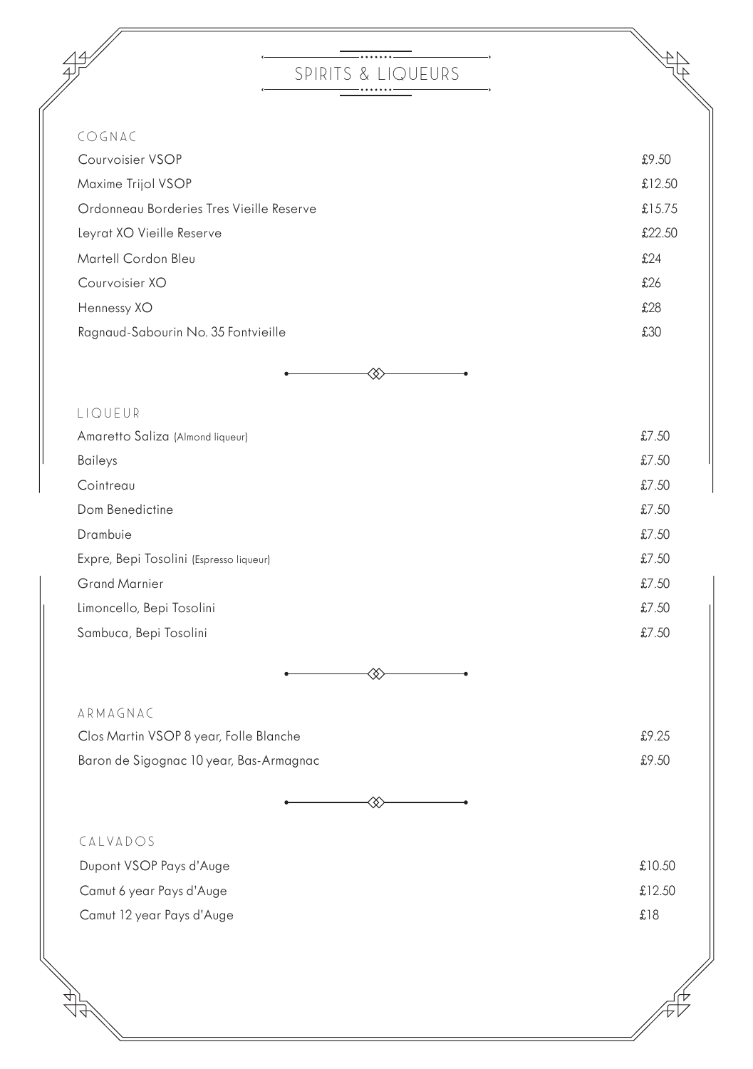# SPIRITS & LIQUEURS

## COGNAC

| | |
|---|---|
| Courvoisier VSOP | £9.50 |
| Maxime Trijol VSOP | £12.50 |
| Ordonneau Borderies Tres Vieille Reserve | £15.75 |
| Leyrat XO Vieille Reserve | £22.50 |
| Martell Cordon Bleu | £24 |
| Courvoisier XO | £26 |
| Hennessy XO | £28 |
| Ragnaud-Sabourin No. 35 Fontvieille | £30 |

## LIQUEUR

| | |
|---|---|
| Amaretto Saliza (Almond liqueur) | £7.50 |
| Baileys | £7.50 |
| Cointreau | £7.50 |
| Dom Benedictine | £7.50 |
| Drambuie | £7.50 |
| Expre, Bepi Tosolini (Espresso liqueur) | £7.50 |
| Grand Marnier | £7.50 |
| Limoncello, Bepi Tosolini | £7.50 |
| Sambuca, Bepi Tosolini | £7.50 |

## ARMAGNAC

| | |
|---|---|
| Clos Martin VSOP 8 year, Folle Blanche | £9.25 |
| Baron de Sigognac 10 year, Bas-Armagnac | £9.50 |

## CALVADOS

| | |
|---|---|
| Dupont VSOP Pays d'Auge | £10.50 |
| Camut 6 year Pays d'Auge | £12.50 |
| Camut 12 year Pays d'Auge | £18 |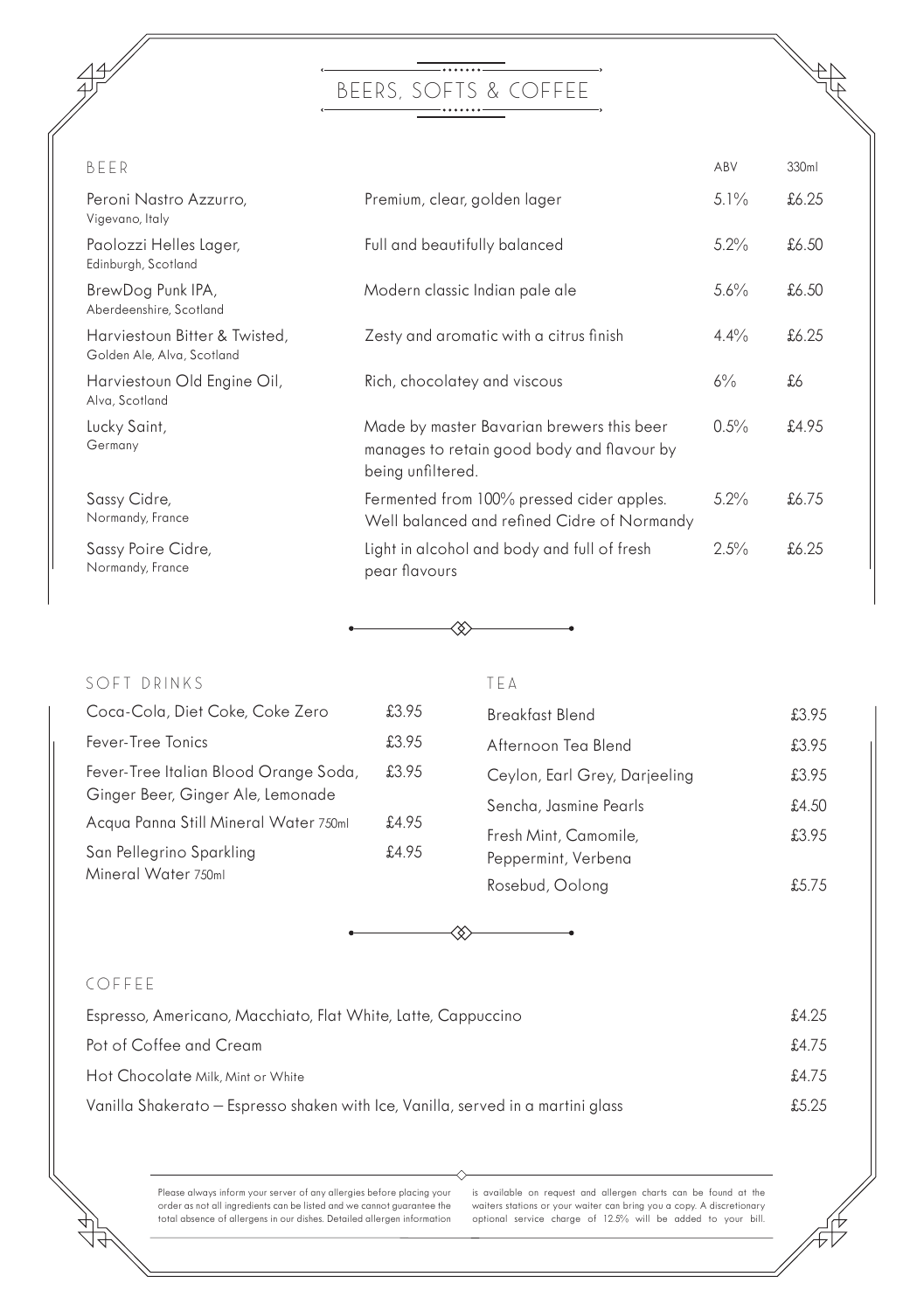# BEERS, SOFTS & COFFEE

## BEER

| BEER | | ABV | 330ml |
| --- | --- | --- | --- |
| Peroni Nastro Azzurro, Vigevano, Italy | Premium, clear, golden lager | 5.1% | £6.25 |
| Paolozzi Helles Lager, Edinburgh, Scotland | Full and beautifully balanced | 5.2% | £6.50 |
| BrewDog Punk IPA, Aberdeenshire, Scotland | Modern classic Indian pale ale | 5.6% | £6.50 |
| Harviestoun Bitter & Twisted, Golden Ale, Alva, Scotland | Zesty and aromatic with a citrus finish | 4.4% | £6.25 |
| Harviestoun Old Engine Oil, Alva, Scotland | Rich, chocolatey and viscous | 6% | £6 |
| Lucky Saint, Germany | Made by master Bavarian brewers this beer manages to retain good body and flavour by being unfiltered. | 0.5% | £4.95 |
| Sassy Cidre, Normandy, France | Fermented from 100% pressed cider apples. Well balanced and refined Cidre of Normandy | 5.2% | £6.75 |
| Sassy Poire Cidre, Normandy, France | Light in alcohol and body and full of fresh pear flavours | 2.5% | £6.25 |

## SOFT DRINKS

| | |
| --- | --- |
| Coca-Cola, Diet Coke, Coke Zero | £3.95 |
| Fever-Tree Tonics | £3.95 |
| Fever-Tree Italian Blood Orange Soda, Ginger Beer, Ginger Ale, Lemonade | £3.95 |
| Acqua Panna Still Mineral Water 750ml | £4.95 |
| San Pellegrino Sparkling Mineral Water 750ml | £4.95 |

## TEA

| | |
| --- | --- |
| Breakfast Blend | £3.95 |
| Afternoon Tea Blend | £3.95 |
| Ceylon, Earl Grey, Darjeeling | £3.95 |
| Sencha, Jasmine Pearls | £4.50 |
| Fresh Mint, Camomile, Peppermint, Verbena | £3.95 |
| Rosebud, Oolong | £5.75 |

## COFFEE

| | |
| --- | --- |
| Espresso, Americano, Macchiato, Flat White, Latte, Cappuccino | £4.25 |
| Pot of Coffee and Cream | £4.75 |
| Hot Chocolate Milk, Mint or White | £4.75 |
| Vanilla Shakerato – Espresso shaken with Ice, Vanilla, served in a martini glass | £5.25 |

Please always inform your server of any allergies before placing your order as not all ingredients can be listed and we cannot guarantee the total absence of allergens in our dishes. Detailed allergen information is available on request and allergen charts can be found at the waiters stations or your waiter can bring you a copy. A discretionary optional service charge of 12.5% will be added to your bill.